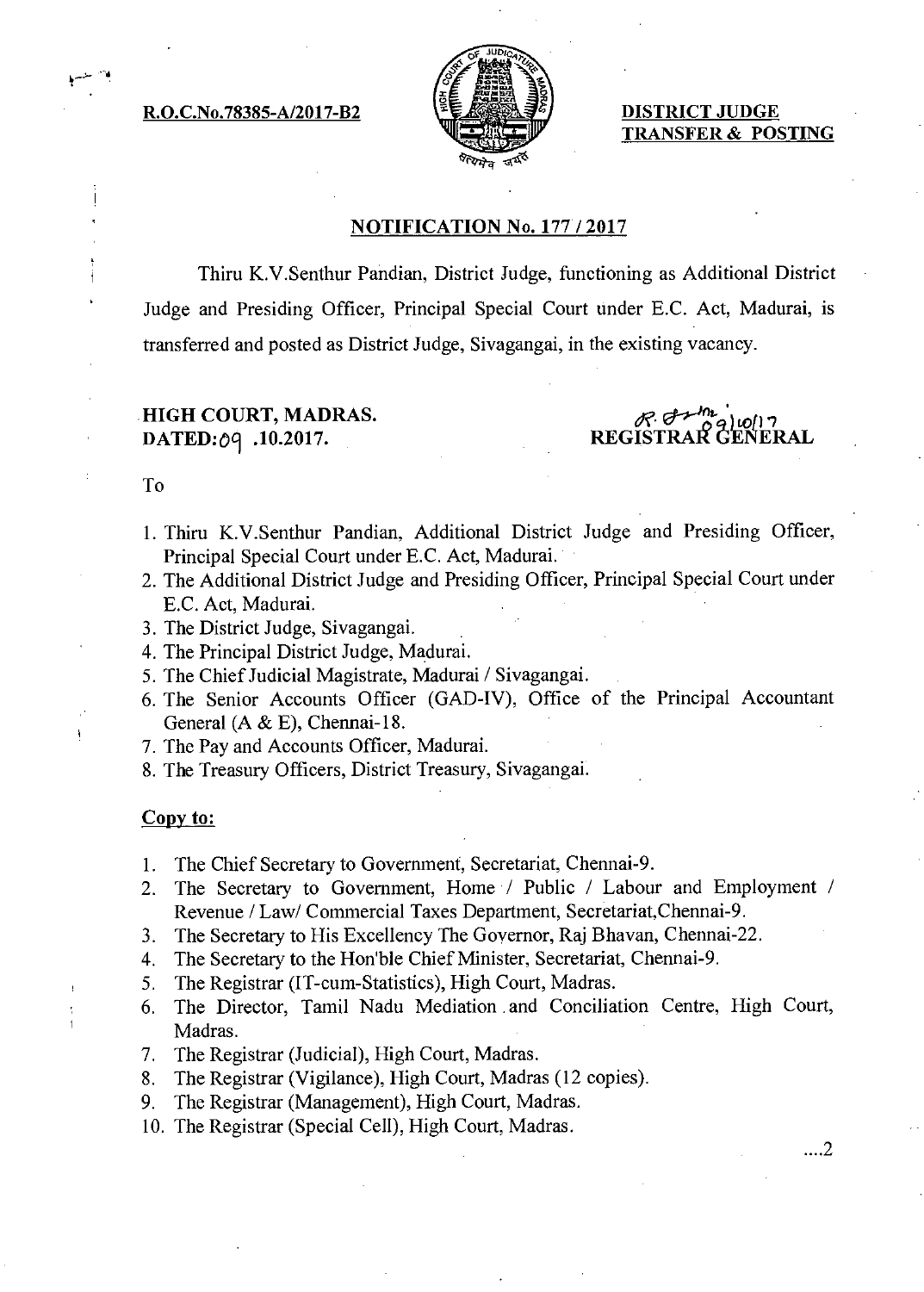**R.O.C.No.78385-A/2017-B2**

**DISTRICT JUDGE TRANSFER & POSTING**

## NOTIFICATION No. 177 / 2017

Thiru K.V.Senthur Pandian, District Judge, functioning as Additional District Judge and Presiding Officer, Principal Special Court under E.C. Act, Madurai, is transferred and posted as District Judge, Sivagangai, in the existing vacancy.

**HIGH COURT, MADRAS.**
**DATED:09 .10.2017.**

**REGISTRAR GENERAL**

To

1. Thiru K.V.Senthur Pandian, Additional District Judge and Presiding Officer, Principal Special Court under E.C. Act, Madurai.
2. The Additional District Judge and Presiding Officer, Principal Special Court under E.C. Act, Madurai.
3. The District Judge, Sivagangai.
4. The Principal District Judge, Madurai.
5. The Chief Judicial Magistrate, Madurai / Sivagangai.
6. The Senior Accounts Officer (GAD-IV), Office of the Principal Accountant General (A & E), Chennai-18.
7. The Pay and Accounts Officer, Madurai.
8. The Treasury Officers, District Treasury, Sivagangai.

**Copy to:**

1. The Chief Secretary to Government, Secretariat, Chennai-9.
2. The Secretary to Government, Home / Public / Labour and Employment / Revenue / Law/ Commercial Taxes Department, Secretariat,Chennai-9.
3. The Secretary to His Excellency The Governor, Raj Bhavan, Chennai-22.
4. The Secretary to the Hon'ble Chief Minister, Secretariat, Chennai-9.
5. The Registrar (IT-cum-Statistics), High Court, Madras.
6. The Director, Tamil Nadu Mediation and Conciliation Centre, High Court, Madras.
7. The Registrar (Judicial), High Court, Madras.
8. The Registrar (Vigilance), High Court, Madras (12 copies).
9. The Registrar (Management), High Court, Madras.
10. The Registrar (Special Cell), High Court, Madras.

....2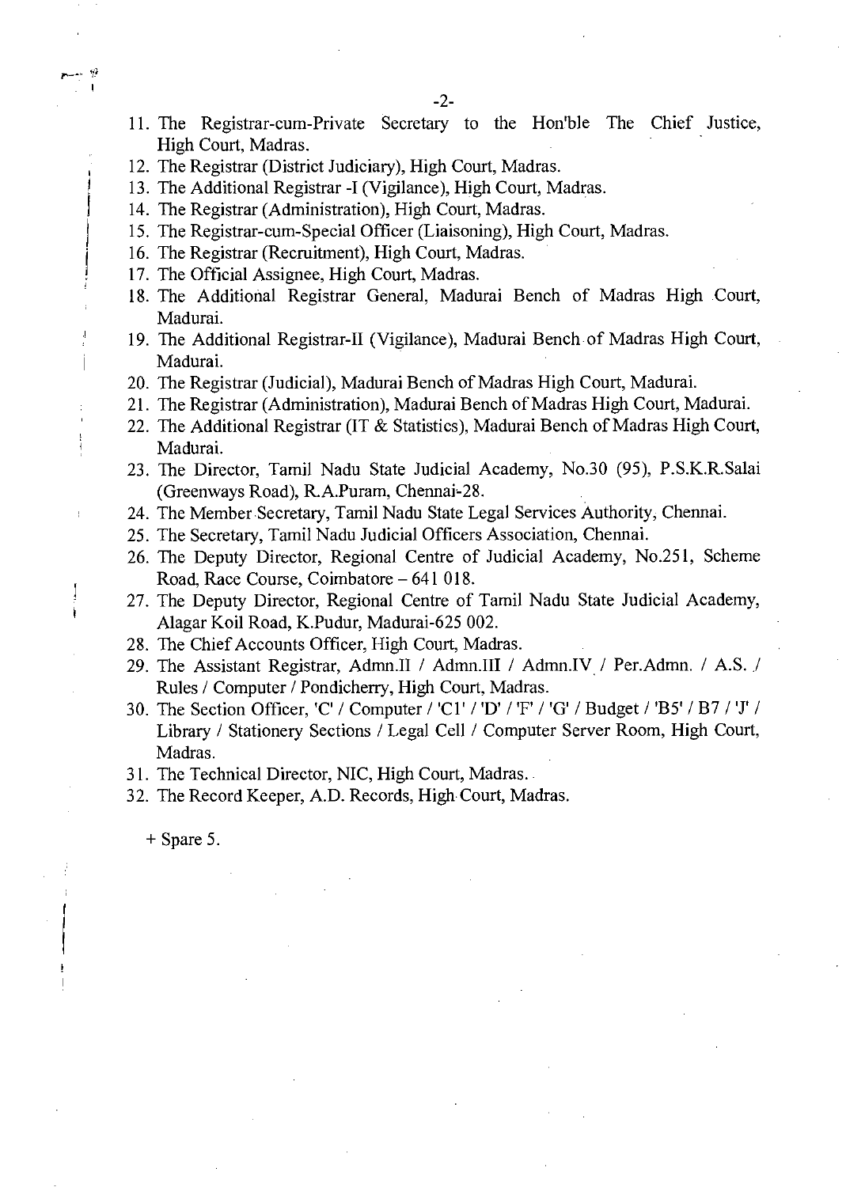11. The Registrar-cum-Private Secretary to the Hon'ble The Chief Justice, High Court, Madras.
12. The Registrar (District Judiciary), High Court, Madras.
13. The Additional Registrar -I (Vigilance), High Court, Madras.
14. The Registrar (Administration), High Court, Madras.
15. The Registrar-cum-Special Officer (Liaisoning), High Court, Madras.
16. The Registrar (Recruitment), High Court, Madras.
17. The Official Assignee, High Court, Madras.
18. The Additional Registrar General, Madurai Bench of Madras High Court, Madurai.
19. The Additional Registrar-II (Vigilance), Madurai Bench of Madras High Court, Madurai.
20. The Registrar (Judicial), Madurai Bench of Madras High Court, Madurai.
21. The Registrar (Administration), Madurai Bench of Madras High Court, Madurai.
22. The Additional Registrar (IT & Statistics), Madurai Bench of Madras High Court, Madurai.
23. The Director, Tamil Nadu State Judicial Academy, No.30 (95), P.S.K.R.Salai (Greenways Road), R.A.Puram, Chennai-28.
24. The Member Secretary, Tamil Nadu State Legal Services Authority, Chennai.
25. The Secretary, Tamil Nadu Judicial Officers Association, Chennai.
26. The Deputy Director, Regional Centre of Judicial Academy, No.251, Scheme Road, Race Course, Coimbatore – 641 018.
27. The Deputy Director, Regional Centre of Tamil Nadu State Judicial Academy, Alagar Koil Road, K.Pudur, Madurai-625 002.
28. The Chief Accounts Officer, High Court, Madras.
29. The Assistant Registrar, Admn.II / Admn.III / Admn.IV / Per.Admn. / A.S. / Rules / Computer / Pondicherry, High Court, Madras.
30. The Section Officer, 'C' / Computer / 'C1' / 'D' / 'F' / 'G' / Budget / 'B5' / B7 / 'J' / Library / Stationery Sections / Legal Cell / Computer Server Room, High Court, Madras.
31. The Technical Director, NIC, High Court, Madras.
32. The Record Keeper, A.D. Records, High Court, Madras.

+ Spare 5.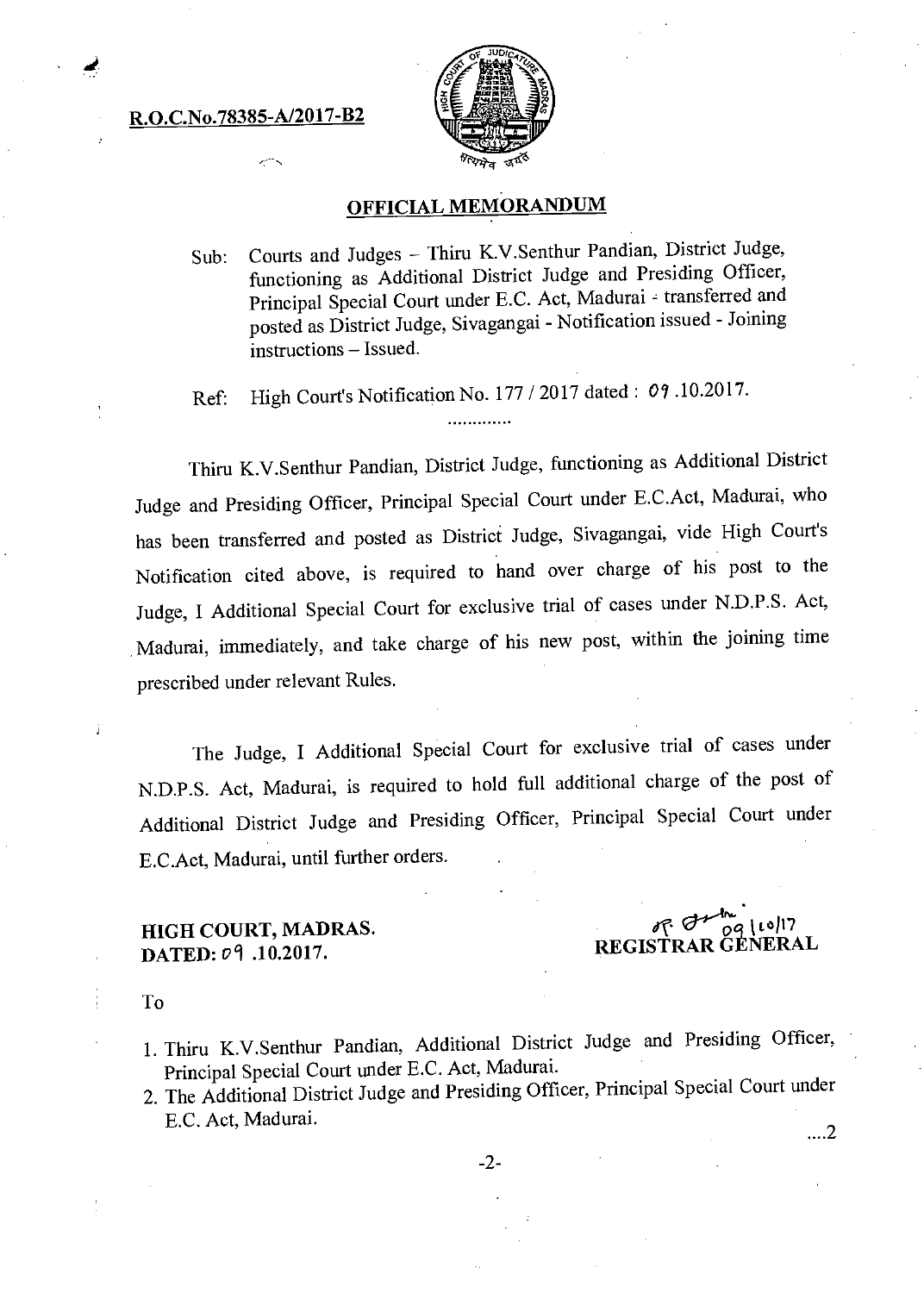**R.O.C.No.78385-A/2017-B2**

## OFFICIAL MEMORANDUM

Sub: Courts and Judges – Thiru K.V.Senthur Pandian, District Judge, functioning as Additional District Judge and Presiding Officer, Principal Special Court under E.C. Act, Madurai - transferred and posted as District Judge, Sivagangai - Notification issued - Joining instructions – Issued.

Ref: High Court's Notification No. 177 / 2017 dated : 09 .10.2017.

.............

Thiru K.V.Senthur Pandian, District Judge, functioning as Additional District Judge and Presiding Officer, Principal Special Court under E.C.Act, Madurai, who has been transferred and posted as District Judge, Sivagangai, vide High Court's Notification cited above, is required to hand over charge of his post to the Judge, I Additional Special Court for exclusive trial of cases under N.D.P.S. Act, Madurai, immediately, and take charge of his new post, within the joining time prescribed under relevant Rules.

The Judge, I Additional Special Court for exclusive trial of cases under N.D.P.S. Act, Madurai, is required to hold full additional charge of the post of Additional District Judge and Presiding Officer, Principal Special Court under E.C.Act, Madurai, until further orders.

**HIGH COURT, MADRAS.**
**DATED: 09 .10.2017.**

09/10/17
**REGISTRAR GENERAL**

To

1. Thiru K.V.Senthur Pandian, Additional District Judge and Presiding Officer, Principal Special Court under E.C. Act, Madurai.
2. The Additional District Judge and Presiding Officer, Principal Special Court under E.C. Act, Madurai.

....2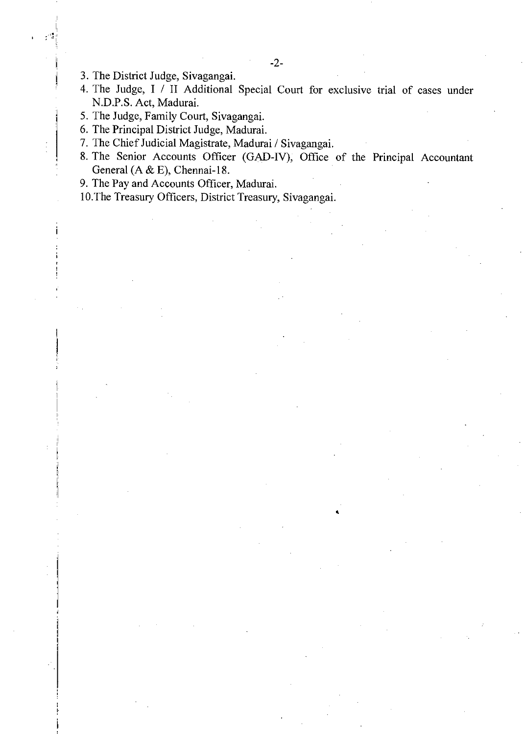3. The District Judge, Sivagangai.
4. The Judge, I / II Additional Special Court for exclusive trial of cases under N.D.P.S. Act, Madurai.
5. The Judge, Family Court, Sivagangai.
6. The Principal District Judge, Madurai.
7. The Chief Judicial Magistrate, Madurai / Sivagangai.
8. The Senior Accounts Officer (GAD-IV), Office of the Principal Accountant General (A & E), Chennai-18.
9. The Pay and Accounts Officer, Madurai.
10. The Treasury Officers, District Treasury, Sivagangai.